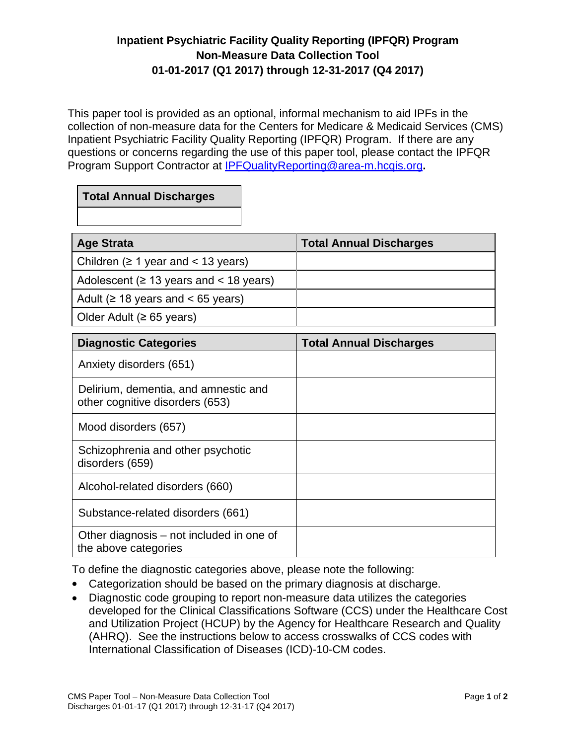# Inpatient Psychiatric Facility Quality Reporting (IPFQR) Program
## Non-Measure Data Collection Tool
## 01-01-2017 (Q1 2017) through 12-31-2017 (Q4 2017)

This paper tool is provided as an optional, informal mechanism to aid IPFs in the collection of non-measure data for the Centers for Medicare & Medicaid Services (CMS) Inpatient Psychiatric Facility Quality Reporting (IPFQR) Program. If there are any questions or concerns regarding the use of this paper tool, please contact the IPFQR Program Support Contractor at IPFQualityReporting@area-m.hcqis.org**.**

| Total Annual Discharges |
|---|
| |

| Age Strata | Total Annual Discharges |
|---|---|
| Children (≥ 1 year and < 13 years) | |
| Adolescent (≥ 13 years and < 18 years) | |
| Adult (≥ 18 years and < 65 years) | |
| Older Adult (≥ 65 years) | |

| Diagnostic Categories | Total Annual Discharges |
|---|---|
| Anxiety disorders (651) | |
| Delirium, dementia, and amnestic and other cognitive disorders (653) | |
| Mood disorders (657) | |
| Schizophrenia and other psychotic disorders (659) | |
| Alcohol-related disorders (660) | |
| Substance-related disorders (661) | |
| Other diagnosis – not included in one of the above categories | |

To define the diagnostic categories above, please note the following:

- Categorization should be based on the primary diagnosis at discharge.
- Diagnostic code grouping to report non-measure data utilizes the categories developed for the Clinical Classifications Software (CCS) under the Healthcare Cost and Utilization Project (HCUP) by the Agency for Healthcare Research and Quality (AHRQ). See the instructions below to access crosswalks of CCS codes with International Classification of Diseases (ICD)-10-CM codes.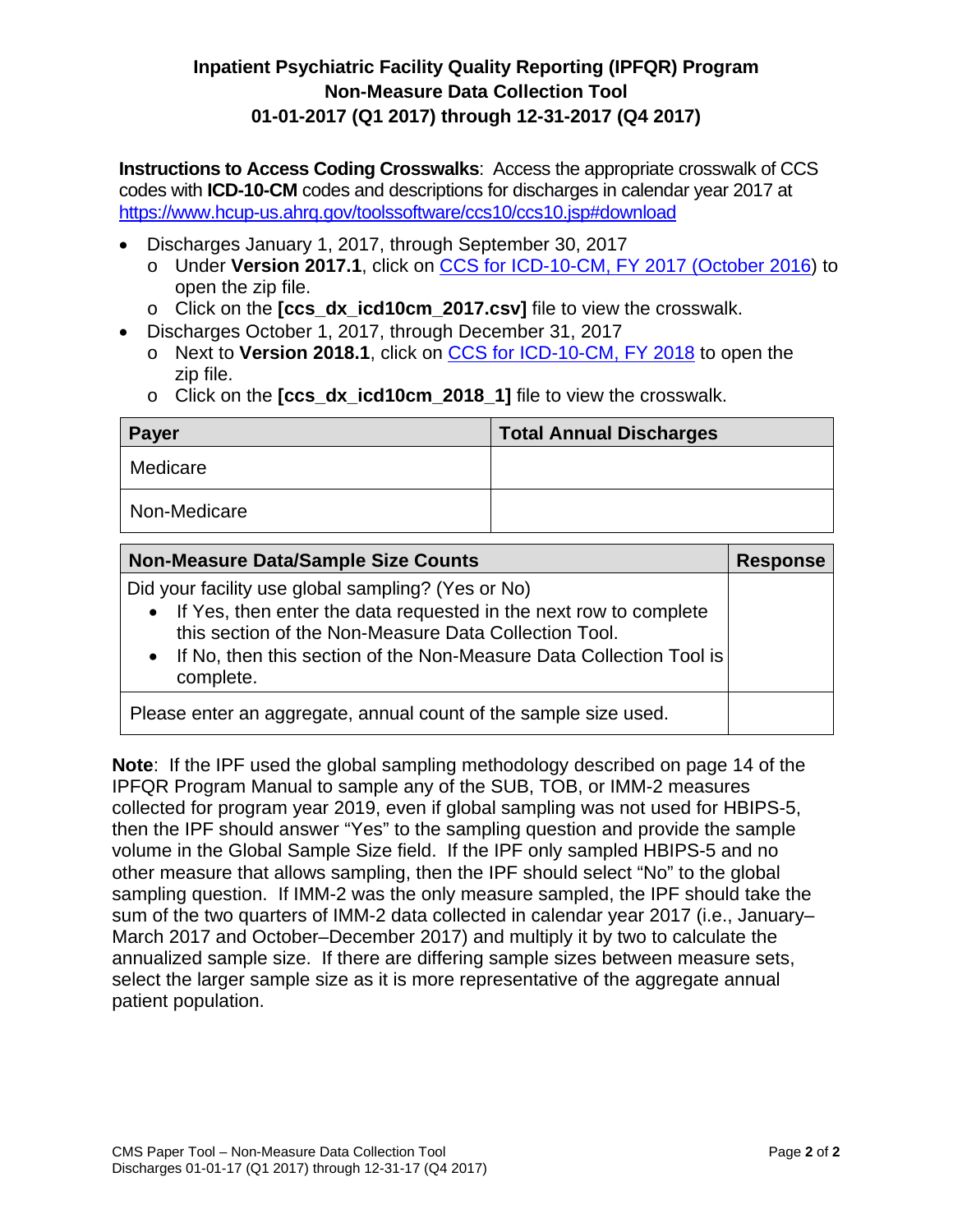## Inpatient Psychiatric Facility Quality Reporting (IPFQR) Program
## Non-Measure Data Collection Tool
## 01-01-2017 (Q1 2017) through 12-31-2017 (Q4 2017)

**Instructions to Access Coding Crosswalks**: Access the appropriate crosswalk of CCS codes with **ICD-10-CM** codes and descriptions for discharges in calendar year 2017 at https://www.hcup-us.ahrq.gov/toolssoftware/ccs10/ccs10.jsp#download

- Discharges January 1, 2017, through September 30, 2017
  - Under **Version 2017.1**, click on CCS for ICD-10-CM, FY 2017 (October 2016) to open the zip file.
  - Click on the **[ccs_dx_icd10cm_2017.csv]** file to view the crosswalk.
- Discharges October 1, 2017, through December 31, 2017
  - Next to **Version 2018.1**, click on CCS for ICD-10-CM, FY 2018 to open the zip file.
  - Click on the **[ccs_dx_icd10cm_2018_1]** file to view the crosswalk.

| Payer | Total Annual Discharges |
|---|---|
| Medicare | |
| Non-Medicare | |

| Non-Measure Data/Sample Size Counts | Response |
|---|---|
| Did your facility use global sampling? (Yes or No)<br>• If Yes, then enter the data requested in the next row to complete this section of the Non-Measure Data Collection Tool.<br>• If No, then this section of the Non-Measure Data Collection Tool is complete. | |
| Please enter an aggregate, annual count of the sample size used. | |

**Note**: If the IPF used the global sampling methodology described on page 14 of the IPFQR Program Manual to sample any of the SUB, TOB, or IMM-2 measures collected for program year 2019, even if global sampling was not used for HBIPS-5, then the IPF should answer "Yes" to the sampling question and provide the sample volume in the Global Sample Size field. If the IPF only sampled HBIPS-5 and no other measure that allows sampling, then the IPF should select "No" to the global sampling question. If IMM-2 was the only measure sampled, the IPF should take the sum of the two quarters of IMM-2 data collected in calendar year 2017 (i.e., January–March 2017 and October–December 2017) and multiply it by two to calculate the annualized sample size. If there are differing sample sizes between measure sets, select the larger sample size as it is more representative of the aggregate annual patient population.